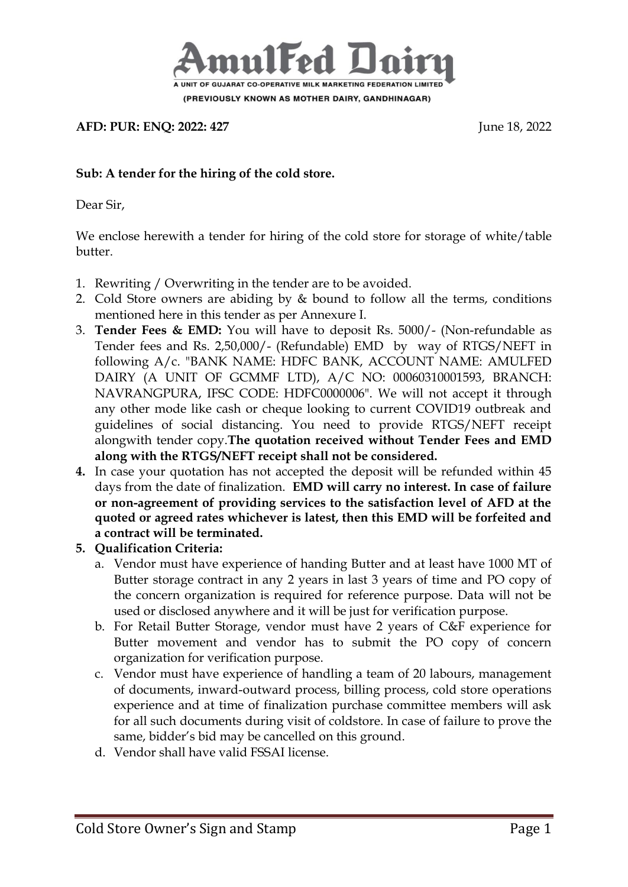# AmulFed Dairy

A UNIT OF GUJARAT CO-OPERATIVE MILK MARKETING FEDERATION LIMITED

(PREVIOUSLY KNOWN AS MOTHER DAIRY, GANDHINAGAR)

**AFD: PUR: ENQ: 2022: 427** June 18, 2022

**Sub: A tender for the hiring of the cold store.**

Dear Sir,

We enclose herewith a tender for hiring of the cold store for storage of white/table butter.

1. Rewriting / Overwriting in the tender are to be avoided.
2. Cold Store owners are abiding by & bound to follow all the terms, conditions mentioned here in this tender as per Annexure I.
3. **Tender Fees & EMD:** You will have to deposit Rs. 5000/- (Non-refundable as Tender fees and Rs. 2,50,000/- (Refundable) EMD by way of RTGS/NEFT in following A/c. "BANK NAME: HDFC BANK, ACCOUNT NAME: AMULFED DAIRY (A UNIT OF GCMMF LTD), A/C NO: 00060310001593, BRANCH: NAVRANGPURA, IFSC CODE: HDFC0000006". We will not accept it through any other mode like cash or cheque looking to current COVID19 outbreak and guidelines of social distancing. You need to provide RTGS/NEFT receipt alongwith tender copy.**The quotation received without Tender Fees and EMD along with the RTGS/NEFT receipt shall not be considered.**
4. In case your quotation has not accepted the deposit will be refunded within 45 days from the date of finalization. **EMD will carry no interest. In case of failure or non-agreement of providing services to the satisfaction level of AFD at the quoted or agreed rates whichever is latest, then this EMD will be forfeited and a contract will be terminated.**
5. **Qualification Criteria:**
   a. Vendor must have experience of handing Butter and at least have 1000 MT of Butter storage contract in any 2 years in last 3 years of time and PO copy of the concern organization is required for reference purpose. Data will not be used or disclosed anywhere and it will be just for verification purpose.
   b. For Retail Butter Storage, vendor must have 2 years of C&F experience for Butter movement and vendor has to submit the PO copy of concern organization for verification purpose.
   c. Vendor must have experience of handling a team of 20 labours, management of documents, inward-outward process, billing process, cold store operations experience and at time of finalization purchase committee members will ask for all such documents during visit of coldstore. In case of failure to prove the same, bidder's bid may be cancelled on this ground.
   d. Vendor shall have valid FSSAI license.

Cold Store Owner's Sign and Stamp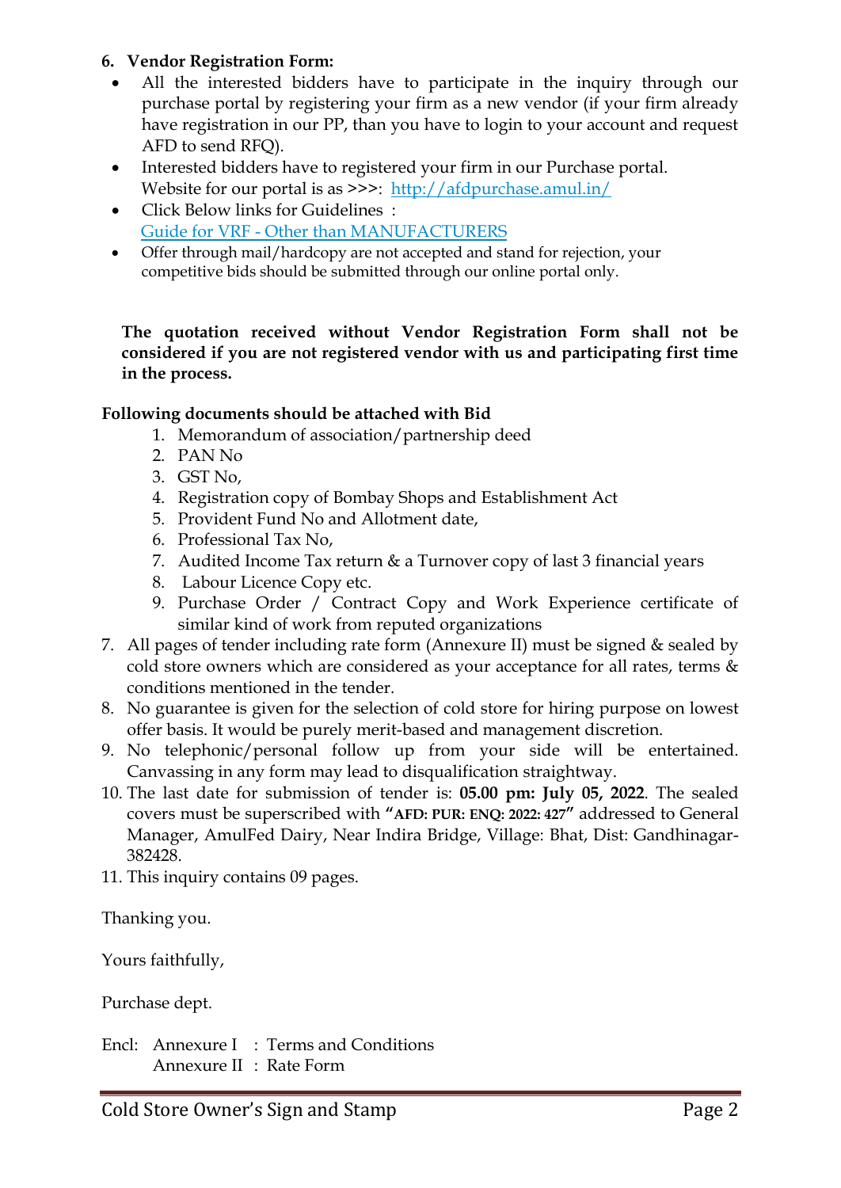6. **Vendor Registration Form:**
   - All the interested bidders have to participate in the inquiry through our purchase portal by registering your firm as a new vendor (if your firm already have registration in our PP, than you have to login to your account and request AFD to send RFQ).
   - Interested bidders have to registered your firm in our Purchase portal. Website for our portal is as >>>: [http://afdpurchase.amul.in/](http://afdpurchase.amul.in/)
   - Click Below links for Guidelines :
     Guide for VRF - Other than MANUFACTURERS
   - Offer through mail/hardcopy are not accepted and stand for rejection, your competitive bids should be submitted through our online portal only.

   **The quotation received without Vendor Registration Form shall not be considered if you are not registered vendor with us and participating first time in the process.**

   **Following documents should be attached with Bid**

   1. Memorandum of association/partnership deed
   2. PAN No
   3. GST No,
   4. Registration copy of Bombay Shops and Establishment Act
   5. Provident Fund No and Allotment date,
   6. Professional Tax No,
   7. Audited Income Tax return & a Turnover copy of last 3 financial years
   8. Labour Licence Copy etc.
   9. Purchase Order / Contract Copy and Work Experience certificate of similar kind of work from reputed organizations

7. All pages of tender including rate form (Annexure II) must be signed & sealed by cold store owners which are considered as your acceptance for all rates, terms & conditions mentioned in the tender.
8. No guarantee is given for the selection of cold store for hiring purpose on lowest offer basis. It would be purely merit-based and management discretion.
9. No telephonic/personal follow up from your side will be entertained. Canvassing in any form may lead to disqualification straightway.
10. The last date for submission of tender is: **05.00 pm: July 05, 2022**. The sealed covers must be superscribed with **"AFD: PUR: ENQ: 2022: 427"** addressed to General Manager, AmulFed Dairy, Near Indira Bridge, Village: Bhat, Dist: Gandhinagar-382428.
11. This inquiry contains 09 pages.

Thanking you.

Yours faithfully,

Purchase dept.

Encl: Annexure I : Terms and Conditions
Annexure II : Rate Form

Cold Store Owner's Sign and Stamp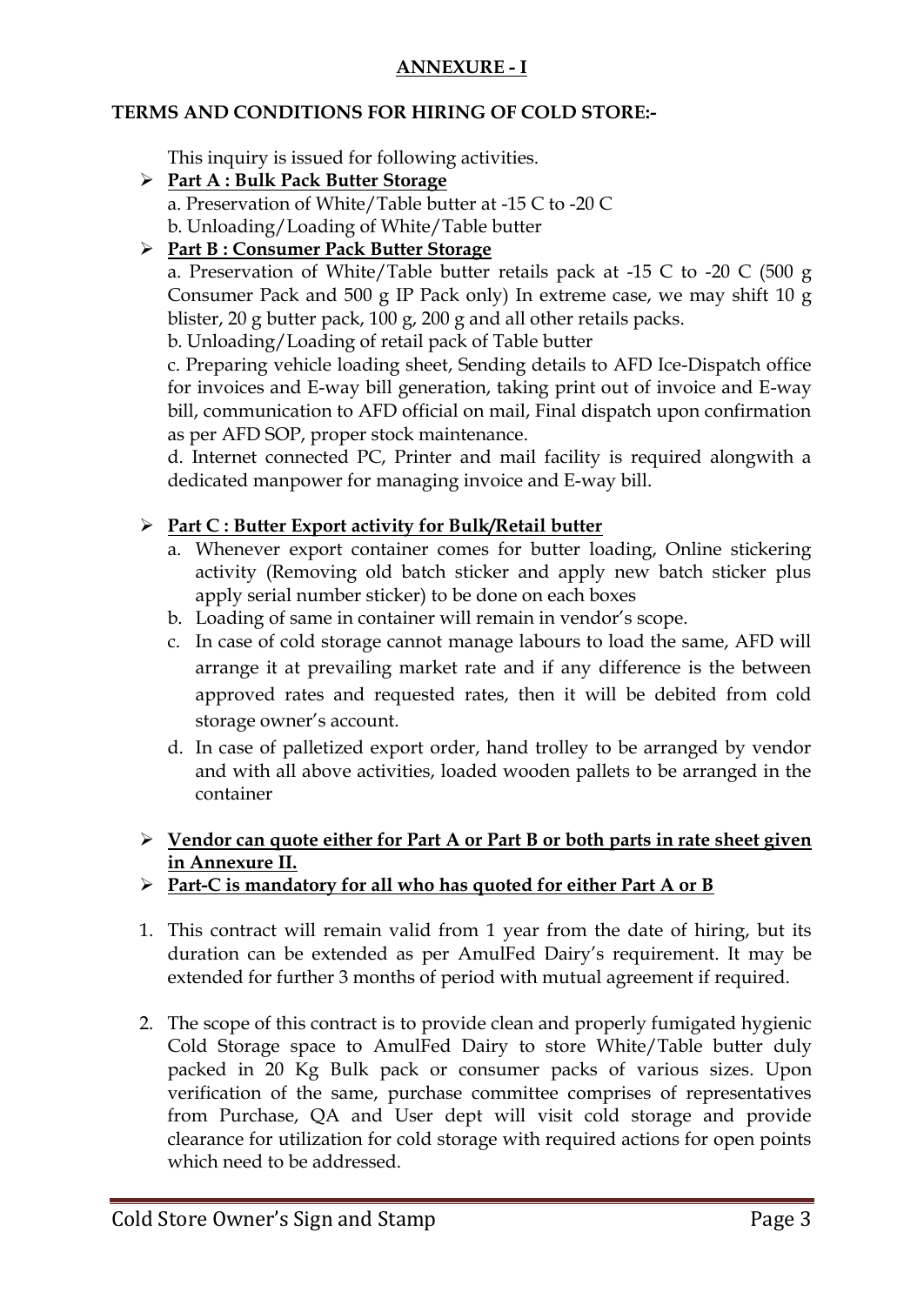## ANNEXURE - I

**TERMS AND CONDITIONS FOR HIRING OF COLD STORE:-**

This inquiry is issued for following activities.

- **Part A : Bulk Pack Butter Storage**
  a. Preservation of White/Table butter at -15 C to -20 C
  b. Unloading/Loading of White/Table butter
- **Part B : Consumer Pack Butter Storage**
  a. Preservation of White/Table butter retails pack at -15 C to -20 C (500 g Consumer Pack and 500 g IP Pack only) In extreme case, we may shift 10 g blister, 20 g butter pack, 100 g, 200 g and all other retails packs.
  b. Unloading/Loading of retail pack of Table butter
  c. Preparing vehicle loading sheet, Sending details to AFD Ice-Dispatch office for invoices and E-way bill generation, taking print out of invoice and E-way bill, communication to AFD official on mail, Final dispatch upon confirmation as per AFD SOP, proper stock maintenance.
  d. Internet connected PC, Printer and mail facility is required alongwith a dedicated manpower for managing invoice and E-way bill.

- **Part C : Butter Export activity for Bulk/Retail butter**
  a. Whenever export container comes for butter loading, Online stickering activity (Removing old batch sticker and apply new batch sticker plus apply serial number sticker) to be done on each boxes
  b. Loading of same in container will remain in vendor's scope.
  c. In case of cold storage cannot manage labours to load the same, AFD will arrange it at prevailing market rate and if any difference is the between approved rates and requested rates, then it will be debited from cold storage owner's account.
  d. In case of palletized export order, hand trolley to be arranged by vendor and with all above activities, loaded wooden pallets to be arranged in the container

- **Vendor can quote either for Part A or Part B or both parts in rate sheet given in Annexure II.**
- **Part-C is mandatory for all who has quoted for either Part A or B**

1. This contract will remain valid from 1 year from the date of hiring, but its duration can be extended as per AmulFed Dairy's requirement. It may be extended for further 3 months of period with mutual agreement if required.

2. The scope of this contract is to provide clean and properly fumigated hygienic Cold Storage space to AmulFed Dairy to store White/Table butter duly packed in 20 Kg Bulk pack or consumer packs of various sizes. Upon verification of the same, purchase committee comprises of representatives from Purchase, QA and User dept will visit cold storage and provide clearance for utilization for cold storage with required actions for open points which need to be addressed.

Cold Store Owner's Sign and Stamp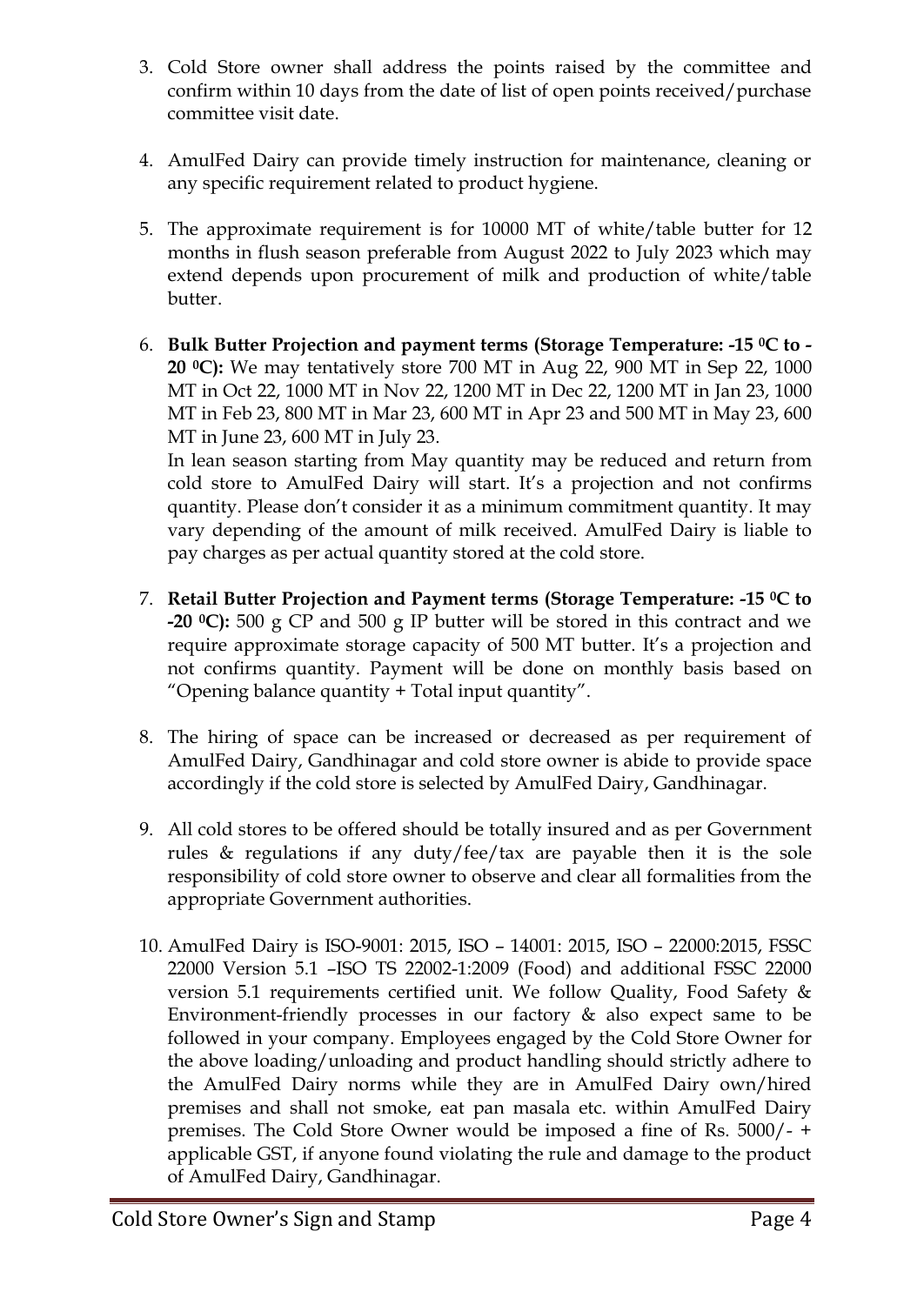3. Cold Store owner shall address the points raised by the committee and confirm within 10 days from the date of list of open points received/purchase committee visit date.

4. AmulFed Dairy can provide timely instruction for maintenance, cleaning or any specific requirement related to product hygiene.

5. The approximate requirement is for 10000 MT of white/table butter for 12 months in flush season preferable from August 2022 to July 2023 which may extend depends upon procurement of milk and production of white/table butter.

6. **Bulk Butter Projection and payment terms (Storage Temperature: -15 $^{0}$C to -20 $^{0}$C):** We may tentatively store 700 MT in Aug 22, 900 MT in Sep 22, 1000 MT in Oct 22, 1000 MT in Nov 22, 1200 MT in Dec 22, 1200 MT in Jan 23, 1000 MT in Feb 23, 800 MT in Mar 23, 600 MT in Apr 23 and 500 MT in May 23, 600 MT in June 23, 600 MT in July 23.
   In lean season starting from May quantity may be reduced and return from cold store to AmulFed Dairy will start. It's a projection and not confirms quantity. Please don't consider it as a minimum commitment quantity. It may vary depending of the amount of milk received. AmulFed Dairy is liable to pay charges as per actual quantity stored at the cold store.

7. **Retail Butter Projection and Payment terms (Storage Temperature: -15 $^{0}$C to -20 $^{0}$C):** 500 g CP and 500 g IP butter will be stored in this contract and we require approximate storage capacity of 500 MT butter. It's a projection and not confirms quantity. Payment will be done on monthly basis based on "Opening balance quantity + Total input quantity".

8. The hiring of space can be increased or decreased as per requirement of AmulFed Dairy, Gandhinagar and cold store owner is abide to provide space accordingly if the cold store is selected by AmulFed Dairy, Gandhinagar.

9. All cold stores to be offered should be totally insured and as per Government rules & regulations if any duty/fee/tax are payable then it is the sole responsibility of cold store owner to observe and clear all formalities from the appropriate Government authorities.

10. AmulFed Dairy is ISO-9001: 2015, ISO – 14001: 2015, ISO – 22000:2015, FSSC 22000 Version 5.1 –ISO TS 22002-1:2009 (Food) and additional FSSC 22000 version 5.1 requirements certified unit. We follow Quality, Food Safety & Environment-friendly processes in our factory & also expect same to be followed in your company. Employees engaged by the Cold Store Owner for the above loading/unloading and product handling should strictly adhere to the AmulFed Dairy norms while they are in AmulFed Dairy own/hired premises and shall not smoke, eat pan masala etc. within AmulFed Dairy premises. The Cold Store Owner would be imposed a fine of Rs. 5000/- + applicable GST, if anyone found violating the rule and damage to the product of AmulFed Dairy, Gandhinagar.

Cold Store Owner's Sign and Stamp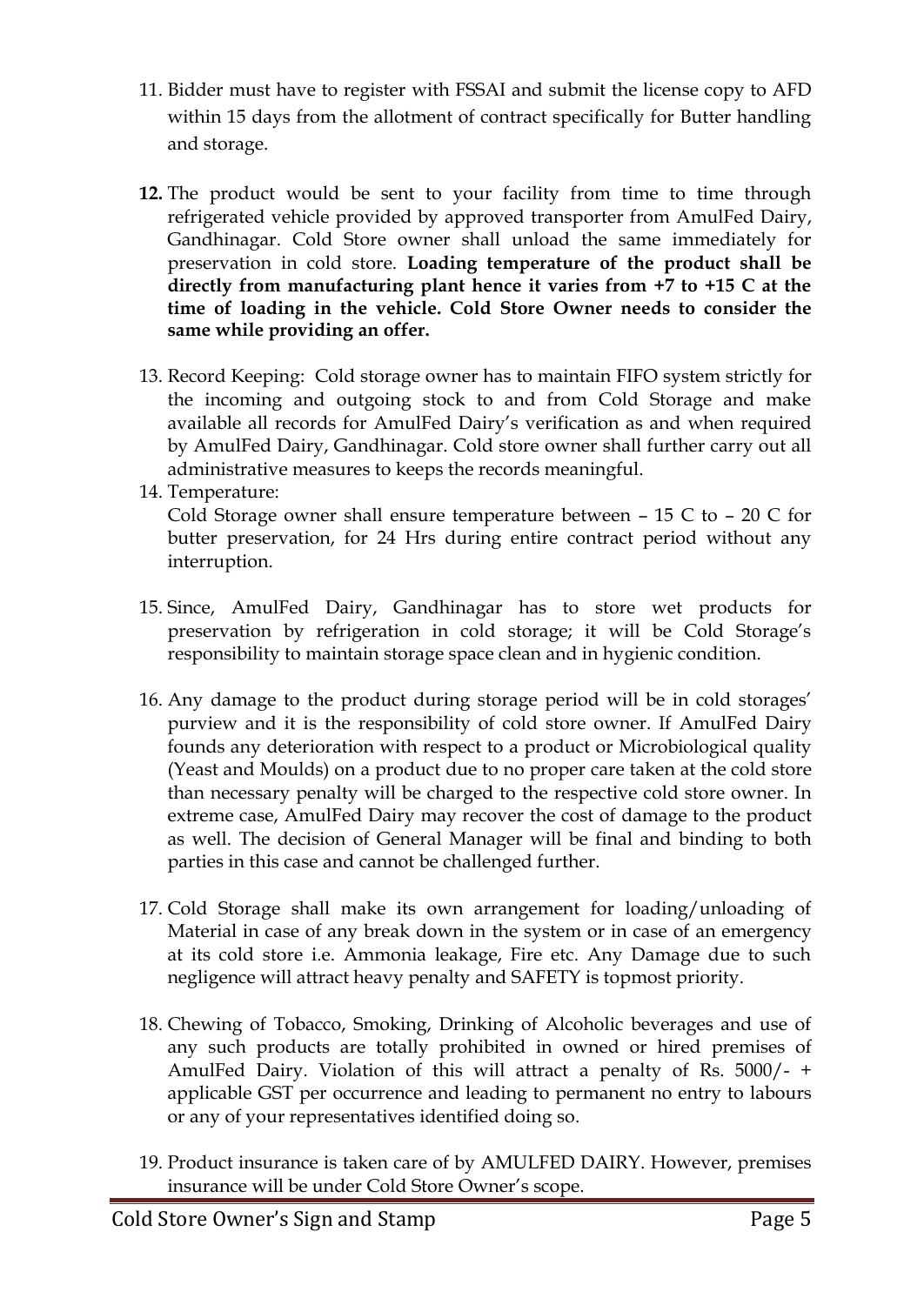11. Bidder must have to register with FSSAI and submit the license copy to AFD within 15 days from the allotment of contract specifically for Butter handling and storage.

12. The product would be sent to your facility from time to time through refrigerated vehicle provided by approved transporter from AmulFed Dairy, Gandhinagar. Cold Store owner shall unload the same immediately for preservation in cold store. **Loading temperature of the product shall be directly from manufacturing plant hence it varies from +7 to +15 C at the time of loading in the vehicle. Cold Store Owner needs to consider the same while providing an offer.**

13. Record Keeping: Cold storage owner has to maintain FIFO system strictly for the incoming and outgoing stock to and from Cold Storage and make available all records for AmulFed Dairy's verification as and when required by AmulFed Dairy, Gandhinagar. Cold store owner shall further carry out all administrative measures to keeps the records meaningful.

14. Temperature:
    Cold Storage owner shall ensure temperature between – 15 C to – 20 C for butter preservation, for 24 Hrs during entire contract period without any interruption.

15. Since, AmulFed Dairy, Gandhinagar has to store wet products for preservation by refrigeration in cold storage; it will be Cold Storage's responsibility to maintain storage space clean and in hygienic condition.

16. Any damage to the product during storage period will be in cold storages' purview and it is the responsibility of cold store owner. If AmulFed Dairy founds any deterioration with respect to a product or Microbiological quality (Yeast and Moulds) on a product due to no proper care taken at the cold store than necessary penalty will be charged to the respective cold store owner. In extreme case, AmulFed Dairy may recover the cost of damage to the product as well. The decision of General Manager will be final and binding to both parties in this case and cannot be challenged further.

17. Cold Storage shall make its own arrangement for loading/unloading of Material in case of any break down in the system or in case of an emergency at its cold store i.e. Ammonia leakage, Fire etc. Any Damage due to such negligence will attract heavy penalty and SAFETY is topmost priority.

18. Chewing of Tobacco, Smoking, Drinking of Alcoholic beverages and use of any such products are totally prohibited in owned or hired premises of AmulFed Dairy. Violation of this will attract a penalty of Rs. 5000/- + applicable GST per occurrence and leading to permanent no entry to labours or any of your representatives identified doing so.

19. Product insurance is taken care of by AMULFED DAIRY. However, premises insurance will be under Cold Store Owner's scope.

Cold Store Owner's Sign and Stamp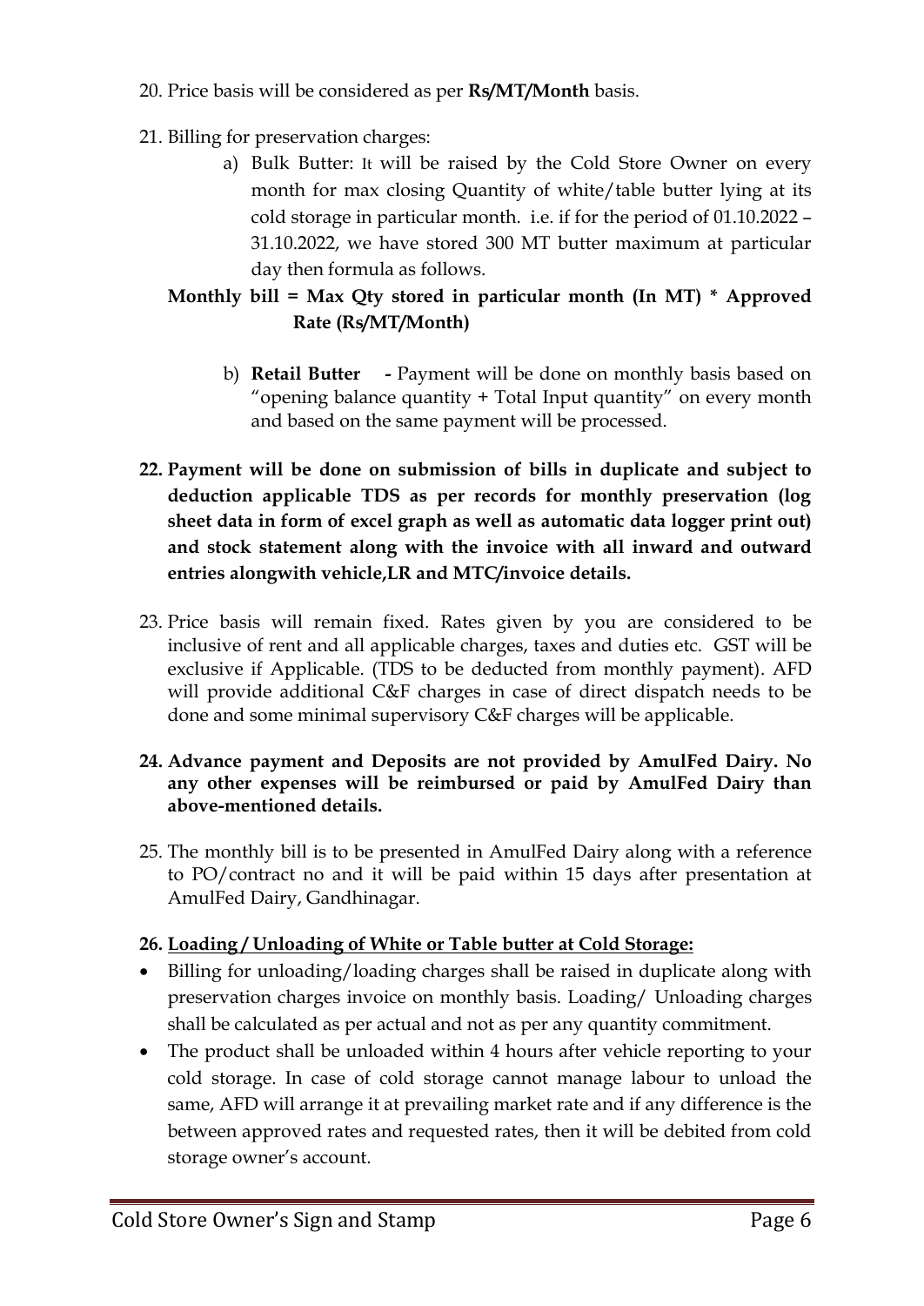20. Price basis will be considered as per **Rs/MT/Month** basis.

21. Billing for preservation charges:

    a) Bulk Butter: It will be raised by the Cold Store Owner on every month for max closing Quantity of white/table butter lying at its cold storage in particular month. i.e. if for the period of 01.10.2022 – 31.10.2022, we have stored 300 MT butter maximum at particular day then formula as follows.

    **Monthly bill = Max Qty stored in particular month (In MT) * Approved Rate (Rs/MT/Month)**

    b) **Retail Butter -** Payment will be done on monthly basis based on "opening balance quantity + Total Input quantity" on every month and based on the same payment will be processed.

22. **Payment will be done on submission of bills in duplicate and subject to deduction applicable TDS as per records for monthly preservation (log sheet data in form of excel graph as well as automatic data logger print out) and stock statement along with the invoice with all inward and outward entries alongwith vehicle,LR and MTC/invoice details.**

23. Price basis will remain fixed. Rates given by you are considered to be inclusive of rent and all applicable charges, taxes and duties etc. GST will be exclusive if Applicable. (TDS to be deducted from monthly payment). AFD will provide additional C&F charges in case of direct dispatch needs to be done and some minimal supervisory C&F charges will be applicable.

24. **Advance payment and Deposits are not provided by AmulFed Dairy. No any other expenses will be reimbursed or paid by AmulFed Dairy than above-mentioned details.**

25. The monthly bill is to be presented in AmulFed Dairy along with a reference to PO/contract no and it will be paid within 15 days after presentation at AmulFed Dairy, Gandhinagar.

26. **<u>Loading / Unloading of White or Table butter at Cold Storage:</u>**

- Billing for unloading/loading charges shall be raised in duplicate along with preservation charges invoice on monthly basis. Loading/ Unloading charges shall be calculated as per actual and not as per any quantity commitment.
- The product shall be unloaded within 4 hours after vehicle reporting to your cold storage. In case of cold storage cannot manage labour to unload the same, AFD will arrange it at prevailing market rate and if any difference is the between approved rates and requested rates, then it will be debited from cold storage owner's account.

Cold Store Owner's Sign and Stamp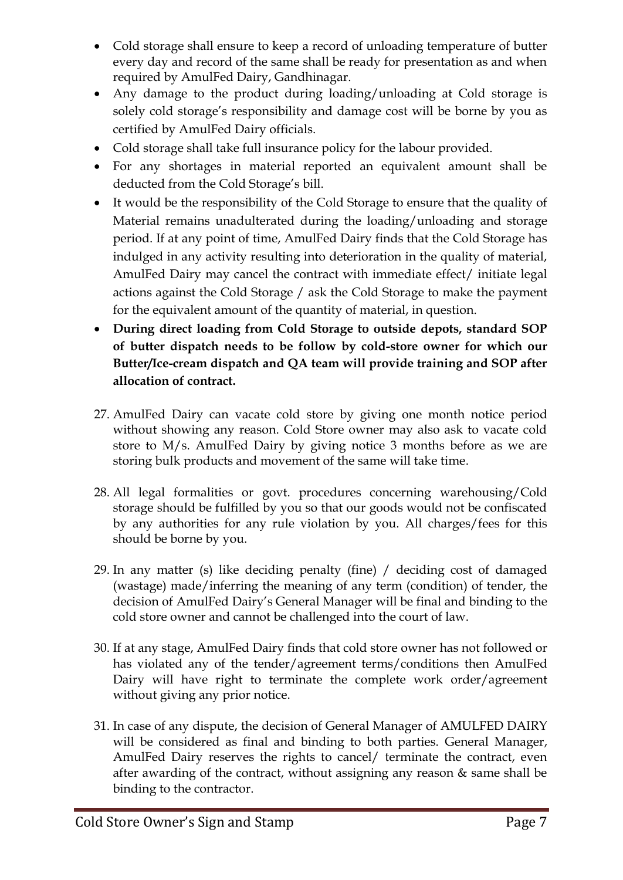- Cold storage shall ensure to keep a record of unloading temperature of butter every day and record of the same shall be ready for presentation as and when required by AmulFed Dairy, Gandhinagar.
- Any damage to the product during loading/unloading at Cold storage is solely cold storage's responsibility and damage cost will be borne by you as certified by AmulFed Dairy officials.
- Cold storage shall take full insurance policy for the labour provided.
- For any shortages in material reported an equivalent amount shall be deducted from the Cold Storage's bill.
- It would be the responsibility of the Cold Storage to ensure that the quality of Material remains unadulterated during the loading/unloading and storage period. If at any point of time, AmulFed Dairy finds that the Cold Storage has indulged in any activity resulting into deterioration in the quality of material, AmulFed Dairy may cancel the contract with immediate effect/ initiate legal actions against the Cold Storage / ask the Cold Storage to make the payment for the equivalent amount of the quantity of material, in question.
- **During direct loading from Cold Storage to outside depots, standard SOP of butter dispatch needs to be follow by cold-store owner for which our Butter/Ice-cream dispatch and QA team will provide training and SOP after allocation of contract.**

27. AmulFed Dairy can vacate cold store by giving one month notice period without showing any reason. Cold Store owner may also ask to vacate cold store to M/s. AmulFed Dairy by giving notice 3 months before as we are storing bulk products and movement of the same will take time.

28. All legal formalities or govt. procedures concerning warehousing/Cold storage should be fulfilled by you so that our goods would not be confiscated by any authorities for any rule violation by you. All charges/fees for this should be borne by you.

29. In any matter (s) like deciding penalty (fine) / deciding cost of damaged (wastage) made/inferring the meaning of any term (condition) of tender, the decision of AmulFed Dairy's General Manager will be final and binding to the cold store owner and cannot be challenged into the court of law.

30. If at any stage, AmulFed Dairy finds that cold store owner has not followed or has violated any of the tender/agreement terms/conditions then AmulFed Dairy will have right to terminate the complete work order/agreement without giving any prior notice.

31. In case of any dispute, the decision of General Manager of AMULFED DAIRY will be considered as final and binding to both parties. General Manager, AmulFed Dairy reserves the rights to cancel/ terminate the contract, even after awarding of the contract, without assigning any reason & same shall be binding to the contractor.

Cold Store Owner's Sign and Stamp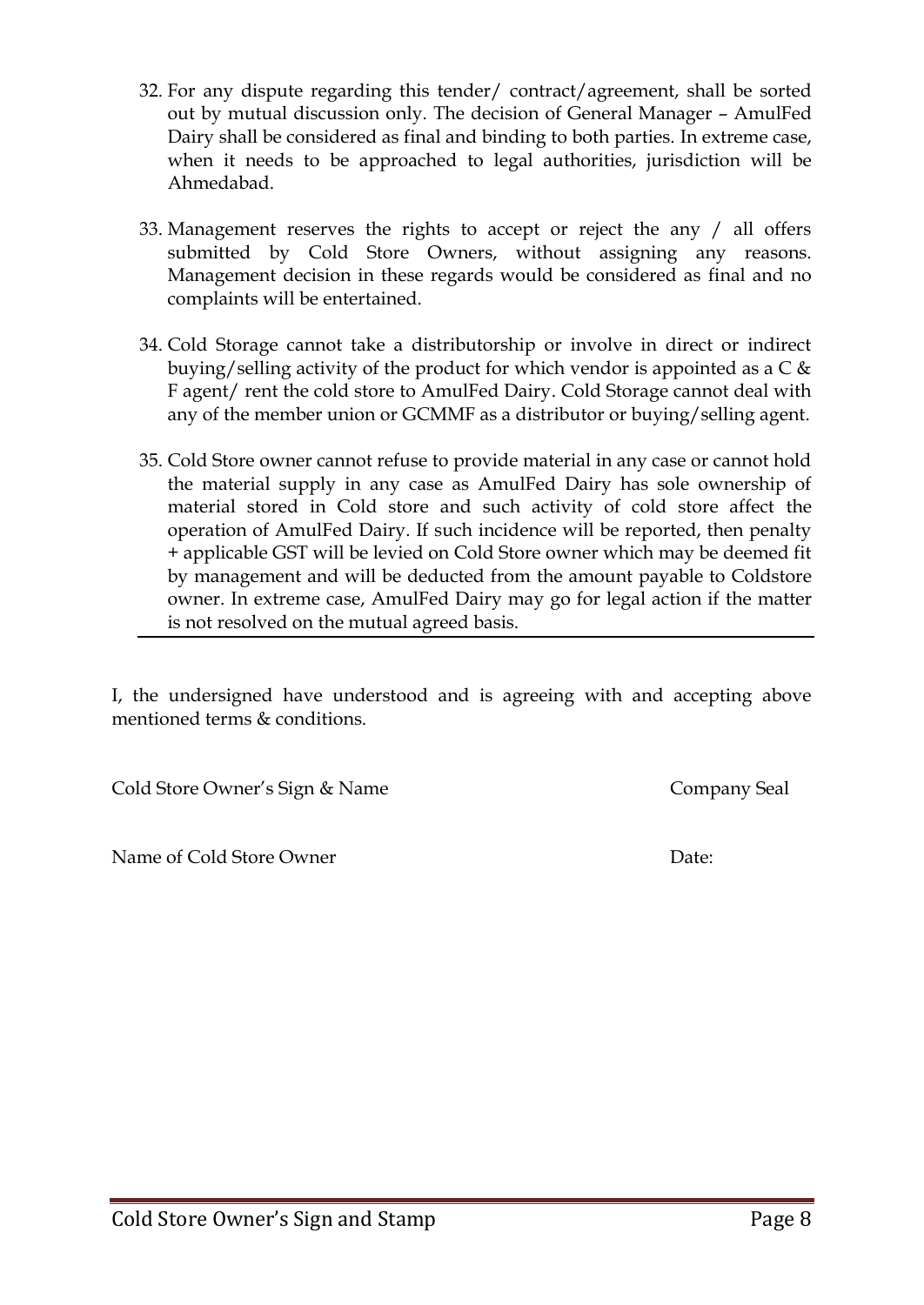32. For any dispute regarding this tender/ contract/agreement, shall be sorted out by mutual discussion only. The decision of General Manager – AmulFed Dairy shall be considered as final and binding to both parties. In extreme case, when it needs to be approached to legal authorities, jurisdiction will be Ahmedabad.

33. Management reserves the rights to accept or reject the any / all offers submitted by Cold Store Owners, without assigning any reasons. Management decision in these regards would be considered as final and no complaints will be entertained.

34. Cold Storage cannot take a distributorship or involve in direct or indirect buying/selling activity of the product for which vendor is appointed as a C & F agent/ rent the cold store to AmulFed Dairy. Cold Storage cannot deal with any of the member union or GCMMF as a distributor or buying/selling agent.

35. Cold Store owner cannot refuse to provide material in any case or cannot hold the material supply in any case as AmulFed Dairy has sole ownership of material stored in Cold store and such activity of cold store affect the operation of AmulFed Dairy. If such incidence will be reported, then penalty + applicable GST will be levied on Cold Store owner which may be deemed fit by management and will be deducted from the amount payable to Coldstore owner. In extreme case, AmulFed Dairy may go for legal action if the matter is not resolved on the mutual agreed basis.

---

I, the undersigned have understood and is agreeing with and accepting above mentioned terms & conditions.

Cold Store Owner's Sign & Name　　　　　　　　　　　　Company Seal

Name of Cold Store Owner　　　　　　　　　　　　　　　Date: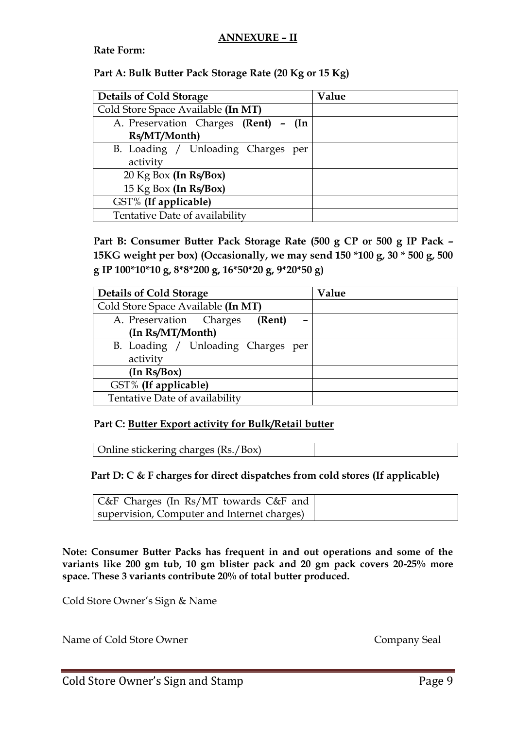## ANNEXURE – II

**Rate Form:**

**Part A: Bulk Butter Pack Storage Rate (20 Kg or 15 Kg)**

| Details of Cold Storage | Value |
|---|---|
| Cold Store Space Available **(In MT)** | |
| A. Preservation Charges **(Rent) – (In Rs/MT/Month)** | |
| B. Loading / Unloading Charges per activity | |
| 20 Kg Box **(In Rs/Box)** | |
| 15 Kg Box **(In Rs/Box)** | |
| GST% **(If applicable)** | |
| Tentative Date of availability | |

**Part B: Consumer Butter Pack Storage Rate (500 g CP or 500 g IP Pack – 15KG weight per box) (Occasionally, we may send 150 *100 g, 30 * 500 g, 500 g IP 100*10*10 g, 8*8*200 g, 16*50*20 g, 9*20*50 g)**

| Details of Cold Storage | Value |
|---|---|
| Cold Store Space Available **(In MT)** | |
| A. Preservation Charges **(Rent) – (In Rs/MT/Month)** | |
| B. Loading / Unloading Charges per activity | |
| **(In Rs/Box)** | |
| GST% **(If applicable)** | |
| Tentative Date of availability | |

**Part C: <u>Butter Export activity for Bulk/Retail butter</u>**

| | |
|---|---|
| Online stickering charges (Rs./Box) | |

**Part D: C & F charges for direct dispatches from cold stores (If applicable)**

| | |
|---|---|
| C&F Charges (In Rs/MT towards C&F and supervision, Computer and Internet charges) | |

**Note: Consumer Butter Packs has frequent in and out operations and some of the variants like 200 gm tub, 10 gm blister pack and 20 gm pack covers 20-25% more space. These 3 variants contribute 20% of total butter produced.**

Cold Store Owner's Sign & Name

Name of Cold Store Owner

Company Seal